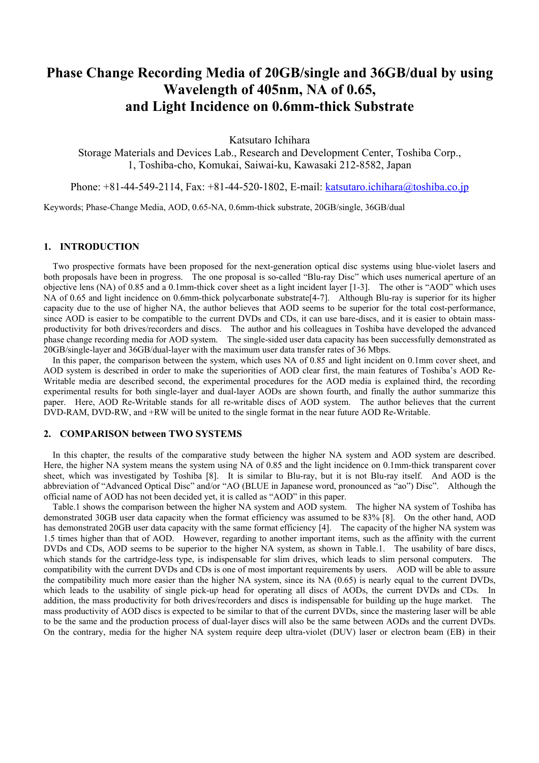# Phase Change Recording Media of 20GB/single and 36GB/dual by using Wavelength of 405nm, NA of 0.65, and Light Incidence on 0.6mm-thick Substrate

Katsutaro Ichihara

Storage Materials and Devices Lab., Research and Development Center, Toshiba Corp., 1, Toshiba-cho, Komukai, Saiwai-ku, Kawasaki 212-8582, Japan

Phone: +81-44-549-2114, Fax: +81-44-520-1802, E-mail: katsutaro.ichihara@toshiba.co.jp

Keywords; Phase-Change Media, AOD, 0.65-NA, 0.6mm-thick substrate, 20GB/single, 36GB/dual

## 1. INTRODUCTION

Two prospective formats have been proposed for the next-generation optical disc systems using blue-violet lasers and both proposals have been in progress. The one proposal is so-called "Blu-ray Disc" which uses numerical aperture of an objective lens (NA) of 0.85 and a 0.1mm-thick cover sheet as a light incident layer [1-3]. The other is "AOD" which uses NA of 0.65 and light incidence on 0.6mm-thick polycarbonate substrate[4-7]. Although Blu-ray is superior for its higher capacity due to the use of higher NA, the author believes that AOD seems to be superior for the total cost-performance, since AOD is easier to be compatible to the current DVDs and CDs, it can use bare-discs, and it is easier to obtain mass-productivity for both drives/recorders and discs. The author and his colleagues in Toshiba have developed the advanced phase change recording media for AOD system. The single-sided user data capacity has been successfully demonstrated as 20GB/single-layer and 36GB/dual-layer with the maximum user data transfer rates of 36 Mbps.

In this paper, the comparison between the system, which uses NA of 0.85 and light incident on 0.1mm cover sheet, and AOD system is described in order to make the superiorities of AOD clear first, the main features of Toshiba's AOD Re-Writable media are described second, the experimental procedures for the AOD media is explained third, the recording experimental results for both single-layer and dual-layer AODs are shown fourth, and finally the author summarize this paper. Here, AOD Re-Writable stands for all re-writable discs of AOD system. The author believes that the current DVD-RAM, DVD-RW, and +RW will be united to the single format in the near future AOD Re-Writable.

## 2. COMPARISON between TWO SYSTEMS

In this chapter, the results of the comparative study between the higher NA system and AOD system are described. Here, the higher NA system means the system using NA of 0.85 and the light incidence on 0.1mm-thick transparent cover sheet, which was investigated by Toshiba [8]. It is similar to Blu-ray, but it is not Blu-ray itself. And AOD is the abbreviation of "Advanced Optical Disc" and/or "AO (BLUE in Japanese word, pronounced as "ao") Disc". Although the official name of AOD has not been decided yet, it is called as "AOD" in this paper.

Table.1 shows the comparison between the higher NA system and AOD system. The higher NA system of Toshiba has demonstrated 30GB user data capacity when the format efficiency was assumed to be 83% [8]. On the other hand, AOD has demonstrated 20GB user data capacity with the same format efficiency [4]. The capacity of the higher NA system was 1.5 times higher than that of AOD. However, regarding to another important items, such as the affinity with the current DVDs and CDs, AOD seems to be superior to the higher NA system, as shown in Table.1. The usability of bare discs, which stands for the cartridge-less type, is indispensable for slim drives, which leads to slim personal computers. The compatibility with the current DVDs and CDs is one of most important requirements by users. AOD will be able to assure the compatibility much more easier than the higher NA system, since its NA (0.65) is nearly equal to the current DVDs, which leads to the usability of single pick-up head for operating all discs of AODs, the current DVDs and CDs. In addition, the mass productivity for both drives/recorders and discs is indispensable for building up the huge market. The mass productivity of AOD discs is expected to be similar to that of the current DVDs, since the mastering laser will be able to be the same and the production process of dual-layer discs will also be the same between AODs and the current DVDs. On the contrary, media for the higher NA system require deep ultra-violet (DUV) laser or electron beam (EB) in their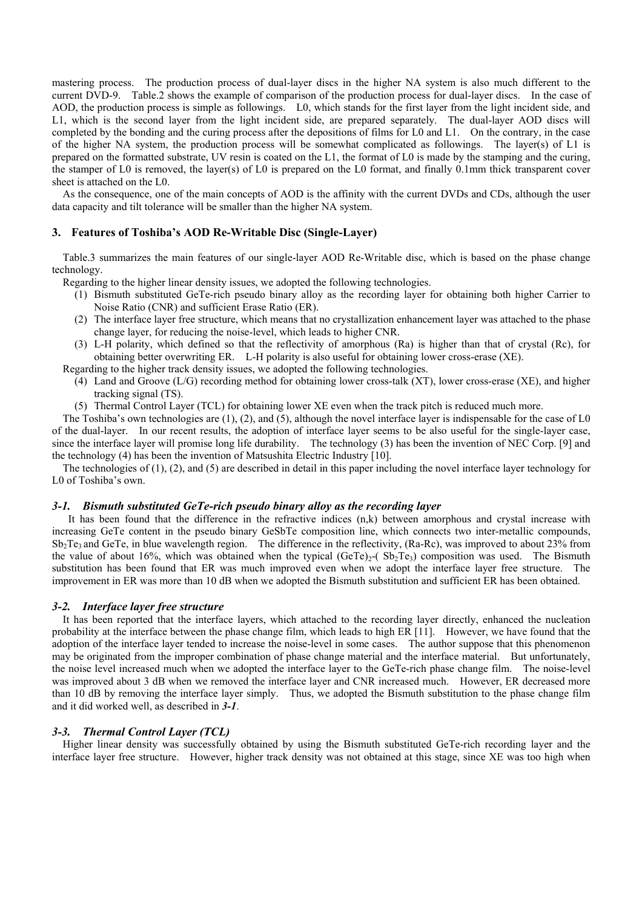mastering process. The production process of dual-layer discs in the higher NA system is also much different to the current DVD-9. Table.2 shows the example of comparison of the production process for dual-layer discs. In the case of AOD, the production process is simple as followings. L0, which stands for the first layer from the light incident side, and L1, which is the second layer from the light incident side, are prepared separately. The dual-layer AOD discs will completed by the bonding and the curing process after the depositions of films for L0 and L1. On the contrary, in the case of the higher NA system, the production process will be somewhat complicated as followings. The layer(s) of L1 is prepared on the formatted substrate, UV resin is coated on the L1, the format of L0 is made by the stamping and the curing, the stamper of L0 is removed, the layer(s) of L0 is prepared on the L0 format, and finally 0.1mm thick transparent cover sheet is attached on the L0.

As the consequence, one of the main concepts of AOD is the affinity with the current DVDs and CDs, although the user data capacity and tilt tolerance will be smaller than the higher NA system.

## 3. Features of Toshiba's AOD Re-Writable Disc (Single-Layer)

Table.3 summarizes the main features of our single-layer AOD Re-Writable disc, which is based on the phase change technology.

Regarding to the higher linear density issues, we adopted the following technologies.

1. Bismuth substituted GeTe-rich pseudo binary alloy as the recording layer for obtaining both higher Carrier to Noise Ratio (CNR) and sufficient Erase Ratio (ER).
2. The interface layer free structure, which means that no crystallization enhancement layer was attached to the phase change layer, for reducing the noise-level, which leads to higher CNR.
3. L-H polarity, which defined so that the reflectivity of amorphous (Ra) is higher than that of crystal (Rc), for obtaining better overwriting ER. L-H polarity is also useful for obtaining lower cross-erase (XE).

Regarding to the higher track density issues, we adopted the following technologies.

4. Land and Groove (L/G) recording method for obtaining lower cross-talk (XT), lower cross-erase (XE), and higher tracking signal (TS).
5. Thermal Control Layer (TCL) for obtaining lower XE even when the track pitch is reduced much more.

The Toshiba's own technologies are (1), (2), and (5), although the novel interface layer is indispensable for the case of L0 of the dual-layer. In our recent results, the adoption of interface layer seems to be also useful for the single-layer case, since the interface layer will promise long life durability. The technology (3) has been the invention of NEC Corp. [9] and the technology (4) has been the invention of Matsushita Electric Industry [10].

The technologies of (1), (2), and (5) are described in detail in this paper including the novel interface layer technology for L0 of Toshiba's own.

### *3-1. Bismuth substituted GeTe-rich pseudo binary alloy as the recording layer*

It has been found that the difference in the refractive indices (n,k) between amorphous and crystal increase with increasing GeTe content in the pseudo binary GeSbTe composition line, which connects two inter-metallic compounds, $Sb_2Te_3$ and GeTe, in blue wavelength region. The difference in the reflectivity, (Ra-Rc), was improved to about 23% from the value of about 16%, which was obtained when the typical $(GeTe)_2$-( $Sb_2Te_3$) composition was used. The Bismuth substitution has been found that ER was much improved even when we adopt the interface layer free structure. The improvement in ER was more than 10 dB when we adopted the Bismuth substitution and sufficient ER has been obtained.

### *3-2. Interface layer free structure*

It has been reported that the interface layers, which attached to the recording layer directly, enhanced the nucleation probability at the interface between the phase change film, which leads to high ER [11]. However, we have found that the adoption of the interface layer tended to increase the noise-level in some cases. The author suppose that this phenomenon may be originated from the improper combination of phase change material and the interface material. But unfortunately, the noise level increased much when we adopted the interface layer to the GeTe-rich phase change film. The noise-level was improved about 3 dB when we removed the interface layer and CNR increased much. However, ER decreased more than 10 dB by removing the interface layer simply. Thus, we adopted the Bismuth substitution to the phase change film and it did worked well, as described in ***3-1***.

### *3-3. Thermal Control Layer (TCL)*

Higher linear density was successfully obtained by using the Bismuth substituted GeTe-rich recording layer and the interface layer free structure. However, higher track density was not obtained at this stage, since XE was too high when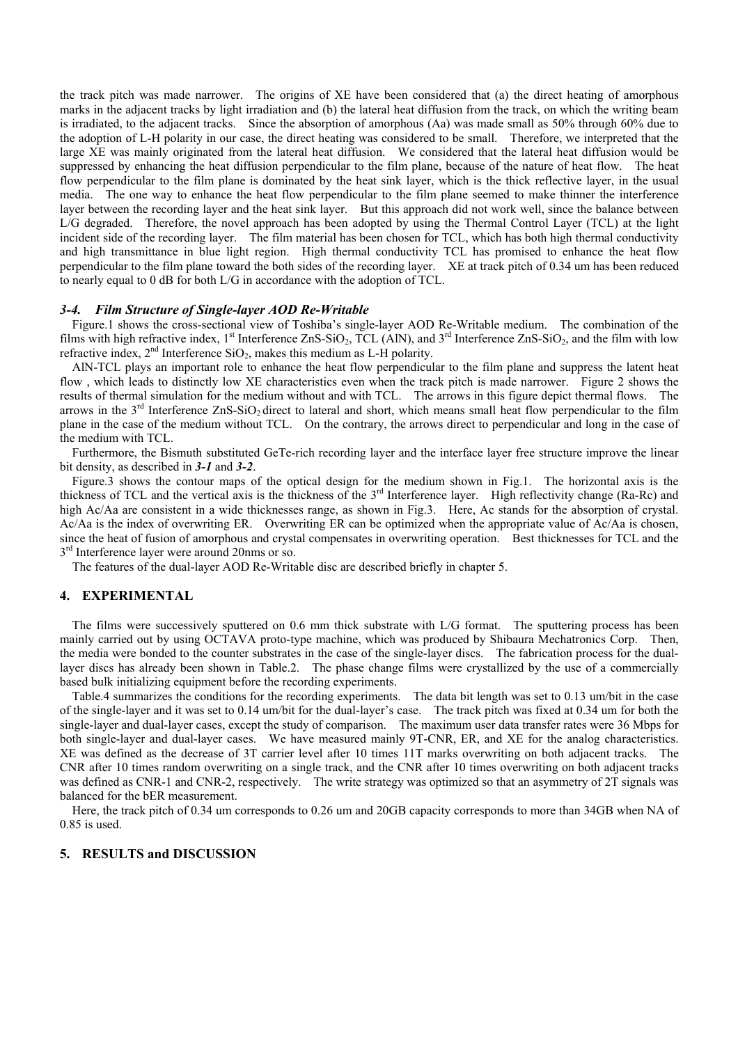the track pitch was made narrower. The origins of XE have been considered that (a) the direct heating of amorphous marks in the adjacent tracks by light irradiation and (b) the lateral heat diffusion from the track, on which the writing beam is irradiated, to the adjacent tracks. Since the absorption of amorphous (Aa) was made small as 50% through 60% due to the adoption of L-H polarity in our case, the direct heating was considered to be small. Therefore, we interpreted that the large XE was mainly originated from the lateral heat diffusion. We considered that the lateral heat diffusion would be suppressed by enhancing the heat diffusion perpendicular to the film plane, because of the nature of heat flow. The heat flow perpendicular to the film plane is dominated by the heat sink layer, which is the thick reflective layer, in the usual media. The one way to enhance the heat flow perpendicular to the film plane seemed to make thinner the interference layer between the recording layer and the heat sink layer. But this approach did not work well, since the balance between L/G degraded. Therefore, the novel approach has been adopted by using the Thermal Control Layer (TCL) at the light incident side of the recording layer. The film material has been chosen for TCL, which has both high thermal conductivity and high transmittance in blue light region. High thermal conductivity TCL has promised to enhance the heat flow perpendicular to the film plane toward the both sides of the recording layer. XE at track pitch of 0.34 um has been reduced to nearly equal to 0 dB for both L/G in accordance with the adoption of TCL.

### *3-4. Film Structure of Single-layer AOD Re-Writable*

Figure.1 shows the cross-sectional view of Toshiba's single-layer AOD Re-Writable medium. The combination of the films with high refractive index, 1st Interference ZnS-$SiO_2$, TCL (AlN), and 3rd Interference ZnS-$SiO_2$, and the film with low refractive index, 2nd Interference $SiO_2$, makes this medium as L-H polarity.

AlN-TCL plays an important role to enhance the heat flow perpendicular to the film plane and suppress the latent heat flow , which leads to distinctly low XE characteristics even when the track pitch is made narrower. Figure 2 shows the results of thermal simulation for the medium without and with TCL. The arrows in this figure depict thermal flows. The arrows in the 3rd Interference ZnS-$SiO_2$ direct to lateral and short, which means small heat flow perpendicular to the film plane in the case of the medium without TCL. On the contrary, the arrows direct to perpendicular and long in the case of the medium with TCL.

Furthermore, the Bismuth substituted GeTe-rich recording layer and the interface layer free structure improve the linear bit density, as described in ***3-1*** and ***3-2***.

Figure.3 shows the contour maps of the optical design for the medium shown in Fig.1. The horizontal axis is the thickness of TCL and the vertical axis is the thickness of the 3rd Interference layer. High reflectivity change (Ra-Rc) and high Ac/Aa are consistent in a wide thicknesses range, as shown in Fig.3. Here, Ac stands for the absorption of crystal. Ac/Aa is the index of overwriting ER. Overwriting ER can be optimized when the appropriate value of Ac/Aa is chosen, since the heat of fusion of amorphous and crystal compensates in overwriting operation. Best thicknesses for TCL and the 3rd Interference layer were around 20nms or so.

The features of the dual-layer AOD Re-Writable disc are described briefly in chapter 5.

## 4. EXPERIMENTAL

The films were successively sputtered on 0.6 mm thick substrate with L/G format. The sputtering process has been mainly carried out by using OCTAVA proto-type machine, which was produced by Shibaura Mechatronics Corp. Then, the media were bonded to the counter substrates in the case of the single-layer discs. The fabrication process for the dual-layer discs has already been shown in Table.2. The phase change films were crystallized by the use of a commercially based bulk initializing equipment before the recording experiments.

Table.4 summarizes the conditions for the recording experiments. The data bit length was set to 0.13 um/bit in the case of the single-layer and it was set to 0.14 um/bit for the dual-layer's case. The track pitch was fixed at 0.34 um for both the single-layer and dual-layer cases, except the study of comparison. The maximum user data transfer rates were 36 Mbps for both single-layer and dual-layer cases. We have measured mainly 9T-CNR, ER, and XE for the analog characteristics. XE was defined as the decrease of 3T carrier level after 10 times 11T marks overwriting on both adjacent tracks. The CNR after 10 times random overwriting on a single track, and the CNR after 10 times overwriting on both adjacent tracks was defined as CNR-1 and CNR-2, respectively. The write strategy was optimized so that an asymmetry of 2T signals was balanced for the bER measurement.

Here, the track pitch of 0.34 um corresponds to 0.26 um and 20GB capacity corresponds to more than 34GB when NA of 0.85 is used.

## 5. RESULTS and DISCUSSION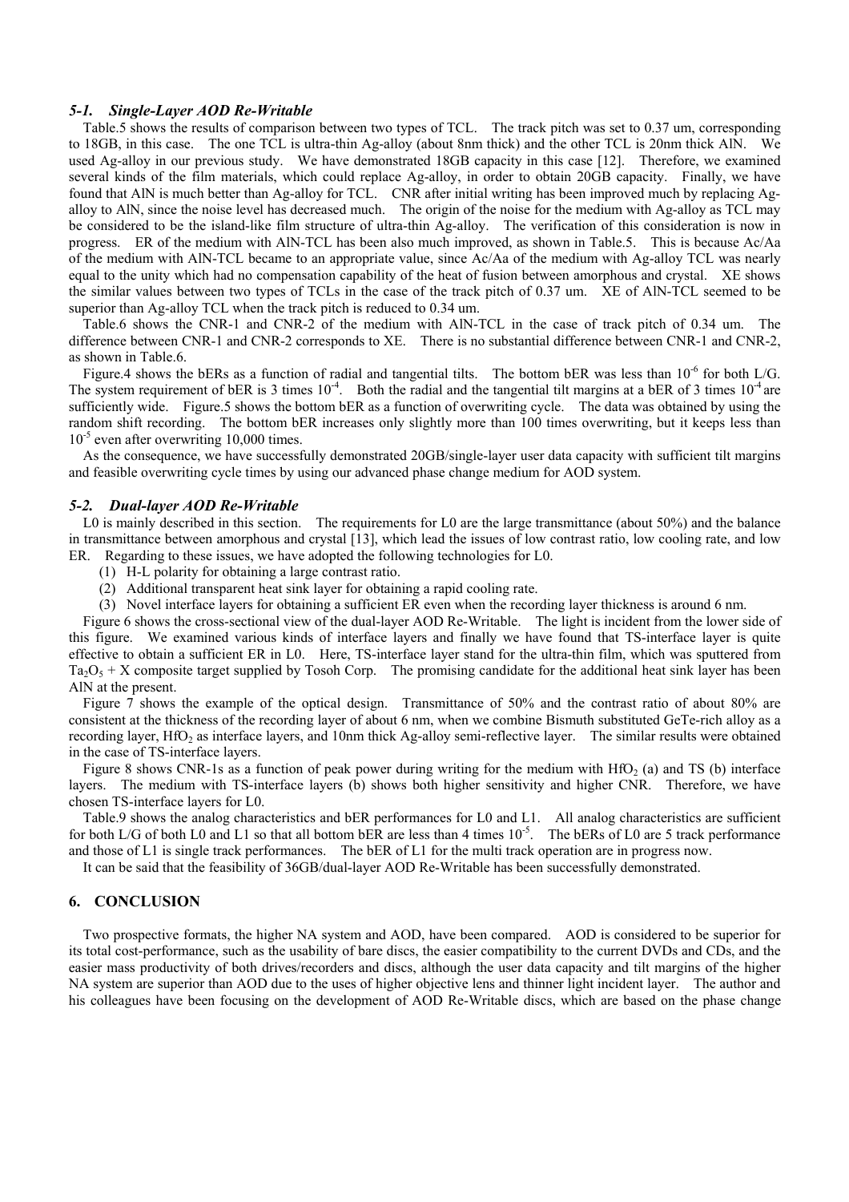### *5-1. Single-Layer AOD Re-Writable*

Table.5 shows the results of comparison between two types of TCL. The track pitch was set to 0.37 um, corresponding to 18GB, in this case. The one TCL is ultra-thin Ag-alloy (about 8nm thick) and the other TCL is 20nm thick AlN. We used Ag-alloy in our previous study. We have demonstrated 18GB capacity in this case [12]. Therefore, we examined several kinds of the film materials, which could replace Ag-alloy, in order to obtain 20GB capacity. Finally, we have found that AlN is much better than Ag-alloy for TCL. CNR after initial writing has been improved much by replacing Ag-alloy to AlN, since the noise level has decreased much. The origin of the noise for the medium with Ag-alloy as TCL may be considered to be the island-like film structure of ultra-thin Ag-alloy. The verification of this consideration is now in progress. ER of the medium with AlN-TCL has been also much improved, as shown in Table.5. This is because Ac/Aa of the medium with AlN-TCL became to an appropriate value, since Ac/Aa of the medium with Ag-alloy TCL was nearly equal to the unity which had no compensation capability of the heat of fusion between amorphous and crystal. XE shows the similar values between two types of TCLs in the case of the track pitch of 0.37 um. XE of AlN-TCL seemed to be superior than Ag-alloy TCL when the track pitch is reduced to 0.34 um.

Table.6 shows the CNR-1 and CNR-2 of the medium with AlN-TCL in the case of track pitch of 0.34 um. The difference between CNR-1 and CNR-2 corresponds to XE. There is no substantial difference between CNR-1 and CNR-2, as shown in Table.6.

Figure.4 shows the bERs as a function of radial and tangential tilts. The bottom bER was less than $10^{-6}$ for both L/G. The system requirement of bER is 3 times $10^{-4}$. Both the radial and the tangential tilt margins at a bER of 3 times $10^{-4}$ are sufficiently wide. Figure.5 shows the bottom bER as a function of overwriting cycle. The data was obtained by using the random shift recording. The bottom bER increases only slightly more than 100 times overwriting, but it keeps less than $10^{-5}$ even after overwriting 10,000 times.

As the consequence, we have successfully demonstrated 20GB/single-layer user data capacity with sufficient tilt margins and feasible overwriting cycle times by using our advanced phase change medium for AOD system.

### *5-2. Dual-layer AOD Re-Writable*

L0 is mainly described in this section. The requirements for L0 are the large transmittance (about 50%) and the balance in transmittance between amorphous and crystal [13], which lead the issues of low contrast ratio, low cooling rate, and low ER. Regarding to these issues, we have adopted the following technologies for L0.

(1) H-L polarity for obtaining a large contrast ratio.
(2) Additional transparent heat sink layer for obtaining a rapid cooling rate.
(3) Novel interface layers for obtaining a sufficient ER even when the recording layer thickness is around 6 nm.

Figure 6 shows the cross-sectional view of the dual-layer AOD Re-Writable. The light is incident from the lower side of this figure. We examined various kinds of interface layers and finally we have found that TS-interface layer is quite effective to obtain a sufficient ER in L0. Here, TS-interface layer stand for the ultra-thin film, which was sputtered from $Ta_2O_5$ + X composite target supplied by Tosoh Corp. The promising candidate for the additional heat sink layer has been AlN at the present.

Figure 7 shows the example of the optical design. Transmittance of 50% and the contrast ratio of about 80% are consistent at the thickness of the recording layer of about 6 nm, when we combine Bismuth substituted GeTe-rich alloy as a recording layer, $HfO_2$ as interface layers, and 10nm thick Ag-alloy semi-reflective layer. The similar results were obtained in the case of TS-interface layers.

Figure 8 shows CNR-1s as a function of peak power during writing for the medium with $HfO_2$ (a) and TS (b) interface layers. The medium with TS-interface layers (b) shows both higher sensitivity and higher CNR. Therefore, we have chosen TS-interface layers for L0.

Table.9 shows the analog characteristics and bER performances for L0 and L1. All analog characteristics are sufficient for both L/G of both L0 and L1 so that all bottom bER are less than 4 times $10^{-5}$. The bERs of L0 are 5 track performance and those of L1 is single track performances. The bER of L1 for the multi track operation are in progress now.

It can be said that the feasibility of 36GB/dual-layer AOD Re-Writable has been successfully demonstrated.

## 6. CONCLUSION

Two prospective formats, the higher NA system and AOD, have been compared. AOD is considered to be superior for its total cost-performance, such as the usability of bare discs, the easier compatibility to the current DVDs and CDs, and the easier mass productivity of both drives/recorders and discs, although the user data capacity and tilt margins of the higher NA system are superior than AOD due to the uses of higher objective lens and thinner light incident layer. The author and his colleagues have been focusing on the development of AOD Re-Writable discs, which are based on the phase change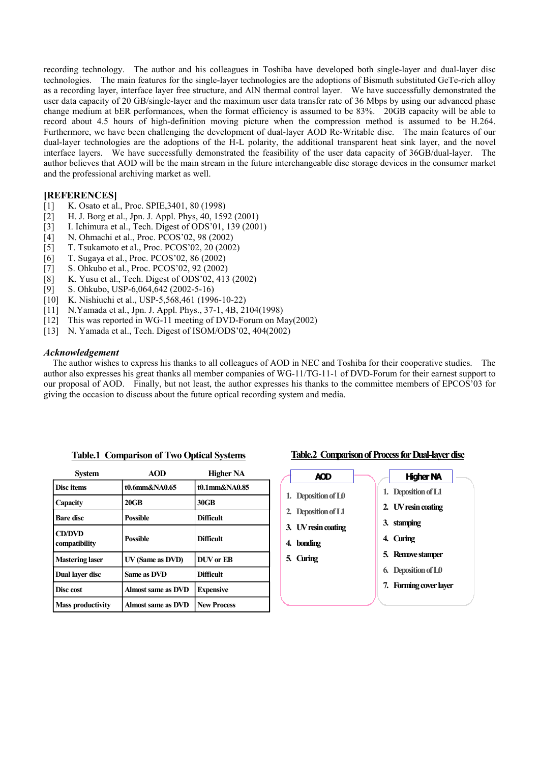recording technology. The author and his colleagues in Toshiba have developed both single-layer and dual-layer disc technologies. The main features for the single-layer technologies are the adoptions of Bismuth substituted GeTe-rich alloy as a recording layer, interface layer free structure, and AlN thermal control layer. We have successfully demonstrated the user data capacity of 20 GB/single-layer and the maximum user data transfer rate of 36 Mbps by using our advanced phase change medium at bER performances, when the format efficiency is assumed to be 83%. 20GB capacity will be able to record about 4.5 hours of high-definition moving picture when the compression method is assumed to be H.264. Furthermore, we have been challenging the development of dual-layer AOD Re-Writable disc. The main features of our dual-layer technologies are the adoptions of the H-L polarity, the additional transparent heat sink layer, and the novel interface layers. We have successfully demonstrated the feasibility of the user data capacity of 36GB/dual-layer. The author believes that AOD will be the main stream in the future interchangeable disc storage devices in the consumer market and the professional archiving market as well.

## [REFERENCES]

[1] K. Osato et al., Proc. SPIE,3401, 80 (1998)
[2] H. J. Borg et al., Jpn. J. Appl. Phys, 40, 1592 (2001)
[3] I. Ichimura et al., Tech. Digest of ODS'01, 139 (2001)
[4] N. Ohmachi et al., Proc. PCOS'02, 98 (2002)
[5] T. Tsukamoto et al., Proc. PCOS'02, 20 (2002)
[6] T. Sugaya et al., Proc. PCOS'02, 86 (2002)
[7] S. Ohkubo et al., Proc. PCOS'02, 92 (2002)
[8] K. Yusu et al., Tech. Digest of ODS'02, 413 (2002)
[9] S. Ohkubo, USP-6,064,642 (2002-5-16)
[10] K. Nishiuchi et al., USP-5,568,461 (1996-10-22)
[11] N.Yamada et al., Jpn. J. Appl. Phys., 37-1, 4B, 2104(1998)
[12] This was reported in WG-11 meeting of DVD-Forum on May(2002)
[13] N. Yamada et al., Tech. Digest of ISOM/ODS'02, 404(2002)

### *Acknowledgement*

The author wishes to express his thanks to all colleagues of AOD in NEC and Toshiba for their cooperative studies. The author also expresses his great thanks all member companies of WG-11/TG-11-1 of DVD-Forum for their earnest support to our proposal of AOD. Finally, but not least, the author expresses his thanks to the committee members of EPCOS'03 for giving the occasion to discuss about the future optical recording system and media.

**Table.1 Comparison of Two Optical Systems**

| System | AOD | Higher NA |
|---|---|---|
| Disc items | t0.6mm&NA0.65 | t0.1mm&NA0.85 |
| Capacity | 20GB | 30GB |
| Bare disc | Possible | Difficult |
| CD/DVD compatibility | Possible | Difficult |
| Mastering laser | UV (Same as DVD) | DUV or EB |
| Dual layer disc | Same as DVD | Difficult |
| Disc cost | Almost same as DVD | Expensive |
| Mass productivity | Almost same as DVD | New Process |

**Table.2 Comparison of Process for Dual-layer disc**

| AOD | Higher NA |
|---|---|
| 1. Deposition of L0 | 1. Deposition of L1 |
| 2. Deposition of L1 | 2. UV resin coating |
| 3. UV resin coating | 3. stamping |
| 4. bonding | 4. Curing |
| 5. Curing | 5. Remove stamper |
| | 6. Deposition of L0 |
| | 7. Forming cover layer |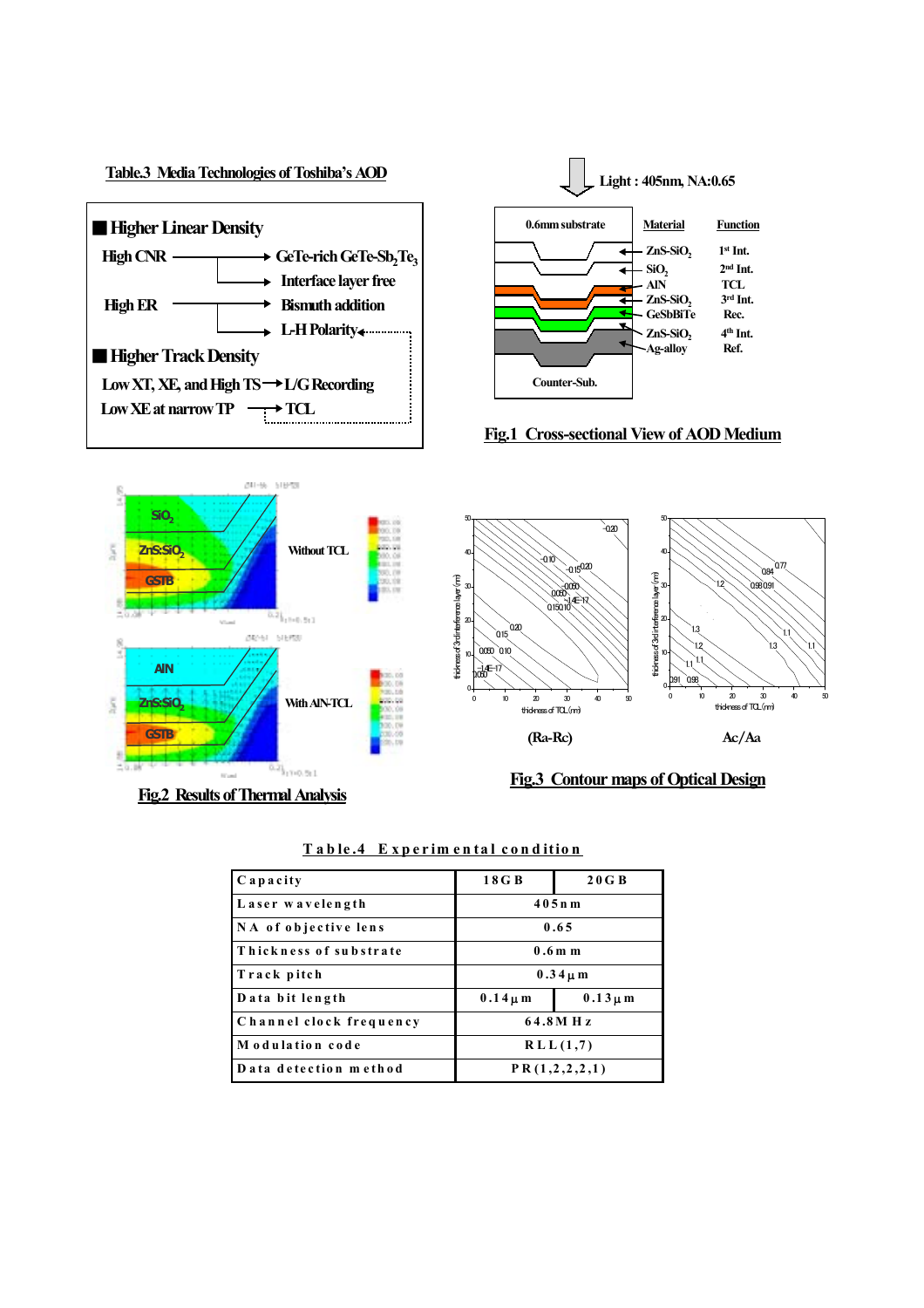Table.3 Media Technologies of Toshiba's AOD

■ **Higher Linear Density**

- High CNR → GeTe-rich GeTe-$Sb_2Te_3$
- High CNR → Interface layer free
- High ER → Bismuth addition
- High ER → L-H Polarity

■ **Higher Track Density**

- Low XT, XE, and High TS → L/G Recording
- Low XE at narrow TP → TCL

Light : 405nm, NA:0.65

| Material | Function |
|---|---|
| 0.6mm substrate | |
| ZnS-$SiO_2$ | 1st Int. |
| $SiO_2$ | 2nd Int. |
| AlN | TCL |
| ZnS-$SiO_2$ | 3rd Int. |
| GeSbBiTe | Rec. |
| ZnS-$SiO_2$ | 4th Int. |
| Ag-alloy | Ref. |
| Counter-Sub. | |

Fig.1 Cross-sectional View of AOD Medium

Without TCL

With AlN-TCL

Fig.2 Results of Thermal Analysis

(Ra-Rc)    Ac/Aa

Fig.3 Contour maps of Optical Design

Table.4 Experimental condition

| Capacity | 18GB | 20GB |
|---|---|---|
| Laser wavelength | 405nm | |
| NA of objective lens | 0.65 | |
| Thickness of substrate | 0.6mm | |
| Track pitch | 0.34μm | |
| Data bit length | 0.14μm | 0.13μm |
| Channel clock frequency | 64.8MHz | |
| Modulation code | RLL(1,7) | |
| Data detection method | PR(1,2,2,2,1) | |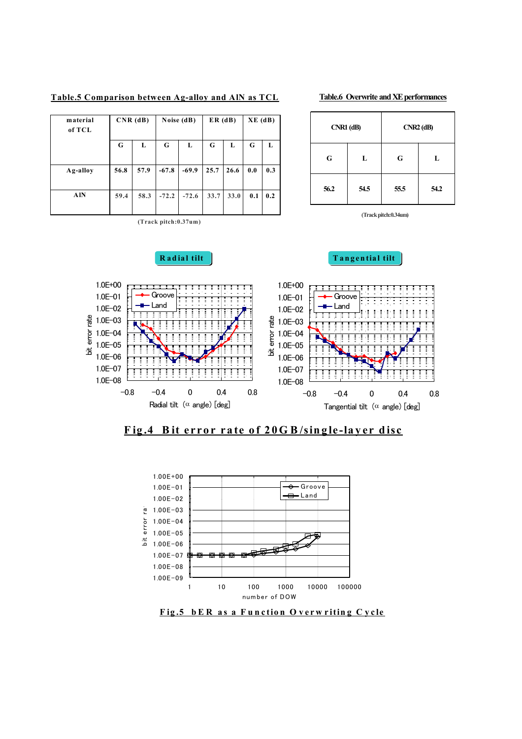**Table.5 Comparison between Ag-alloy and AlN as TCL**

| material of TCL | CNR (dB) | | Noise (dB) | | ER (dB) | | XE (dB) | |
|---|---|---|---|---|---|---|---|---|
| | G | L | G | L | G | L | G | L |
| Ag-alloy | 56.8 | 57.9 | -67.8 | -69.9 | 25.7 | 26.6 | 0.0 | 0.3 |
| AlN | 59.4 | 58.3 | -72.2 | -72.6 | 33.7 | 33.0 | 0.1 | 0.2 |

(Track pitch:0.37um)

**Table.6 Overwrite and XE performances**

| CNR1 (dB) | | CNR2 (dB) | |
|---|---|---|---|
| G | L | G | L |
| 56.2 | 54.5 | 55.5 | 54.2 |

(Track pitch:0.34um)

Radial tilt

Tangential tilt

**Fig.4 Bit error rate of 20GB/single-layer disc**

**Fig.5 bER as a Function Overwriting Cycle**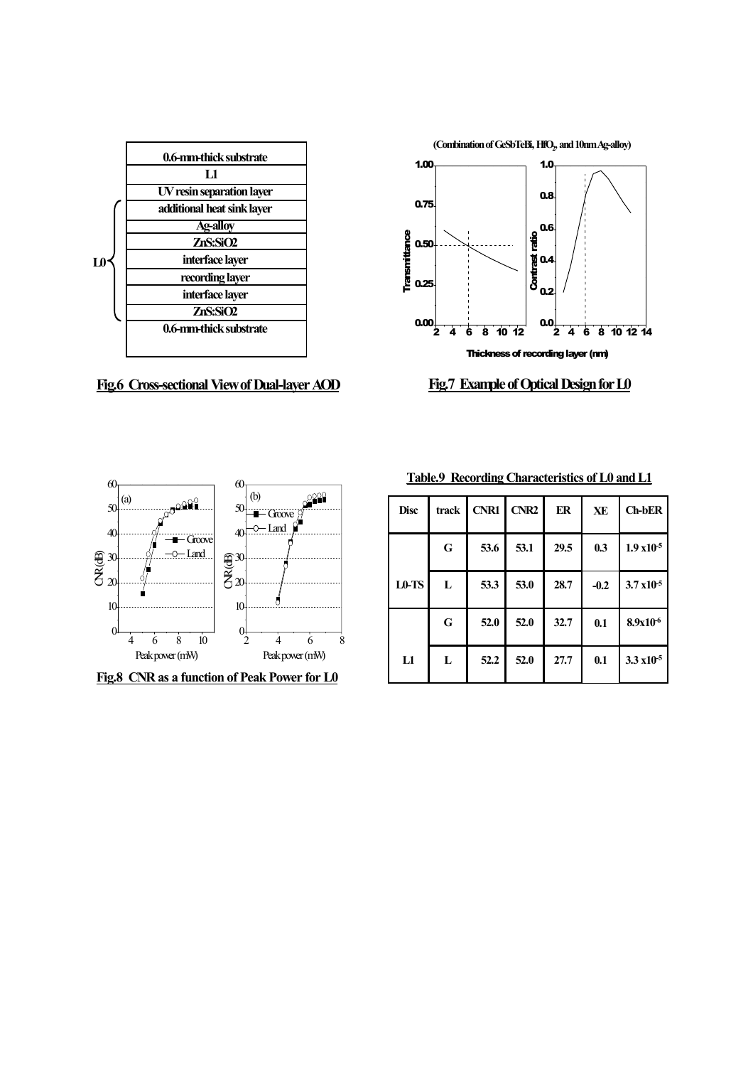0.6-mm-thick substrate
L1
UV resin separation layer
additional heat sink layer
Ag-alloy
ZnS:SiO2
interface layer
recording layer
interface layer
ZnS:SiO2
0.6-mm-thick substrate
L0

**Fig.6 Cross-sectional View of Dual-layer AOD**

(Combination of GeSbTeBi, $HfO_2$, and 10nm Ag-alloy)

Transmittance
1.00
0.75
0.50
0.25
0.00
2 4 6 8 10 12

Contrast ratio
1.0
0.8
0.6
0.4
0.2
0.0
2 4 6 8 10 12 14

Thickness of recording layer (nm)

**Fig.7 Example of Optical Design for L0**

(a)
CNR (dB)
60
50
40
30
20
10
0
4 6 8 10
Peak power (mW)
Groove
Land

(b)
CNR (dB)
60
50
40
30
20
10
0
2 4 6 8
Peak power (mW)
Groove
Land

**Fig.8 CNR as a function of Peak Power for L0**

**Table.9 Recording Characteristics of L0 and L1**

| Disc | track | CNR1 | CNR2 | ER | XE | Ch-bER |
|---|---|---|---|---|---|---|
| L0-TS | G | 53.6 | 53.1 | 29.5 | 0.3 | $1.9 \times 10^{-5}$ |
| | L | 53.3 | 53.0 | 28.7 | -0.2 | $3.7 \times 10^{-5}$ |
| L1 | G | 52.0 | 52.0 | 32.7 | 0.1 | $8.9 \times 10^{-6}$ |
| | L | 52.2 | 52.0 | 27.7 | 0.1 | $3.3 \times 10^{-5}$ |